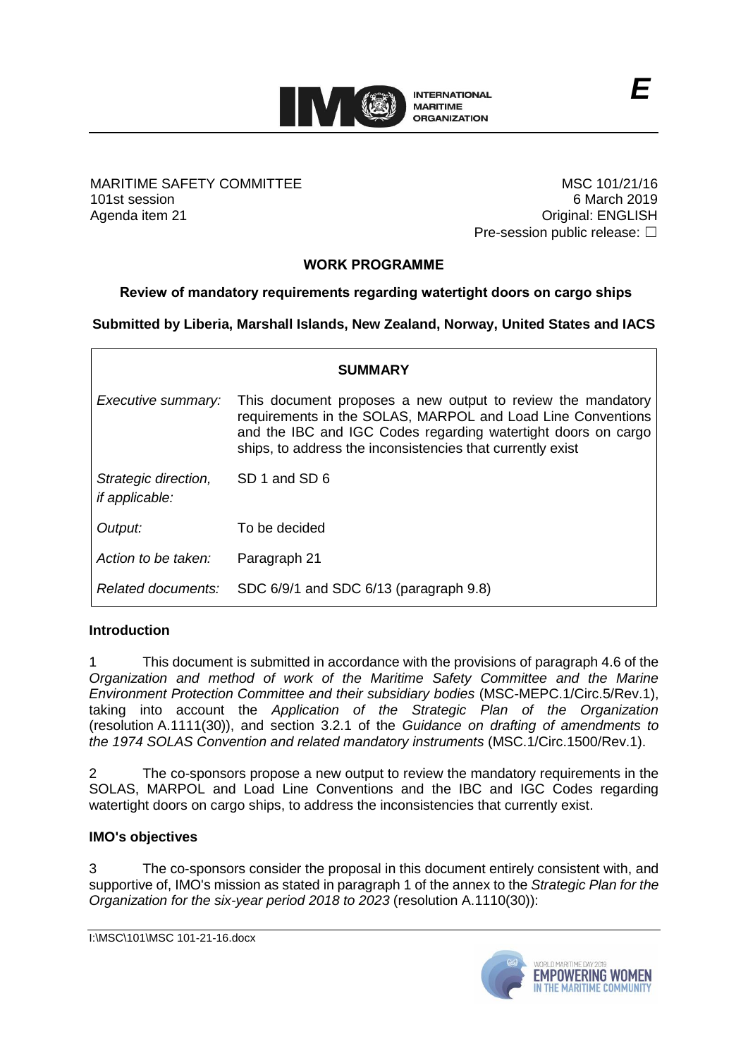E

MARITIME SAFETY COMMITTEE
101st session
Agenda item 21

MSC 101/21/16
6 March 2019
Original: ENGLISH
Pre-session public release: ☐

## WORK PROGRAMME

### Review of mandatory requirements regarding watertight doors on cargo ships

### Submitted by Liberia, Marshall Islands, New Zealand, Norway, United States and IACS

| SUMMARY | |
|---|---|
| *Executive summary:* | This document proposes a new output to review the mandatory requirements in the SOLAS, MARPOL and Load Line Conventions and the IBC and IGC Codes regarding watertight doors on cargo ships, to address the inconsistencies that currently exist |
| *Strategic direction, if applicable:* | SD 1 and SD 6 |
| *Output:* | To be decided |
| *Action to be taken:* | Paragraph 21 |
| *Related documents:* | SDC 6/9/1 and SDC 6/13 (paragraph 9.8) |

### Introduction

1 This document is submitted in accordance with the provisions of paragraph 4.6 of the *Organization and method of work of the Maritime Safety Committee and the Marine Environment Protection Committee and their subsidiary bodies* (MSC-MEPC.1/Circ.5/Rev.1), taking into account the *Application of the Strategic Plan of the Organization* (resolution A.1111(30)), and section 3.2.1 of the *Guidance on drafting of amendments to the 1974 SOLAS Convention and related mandatory instruments* (MSC.1/Circ.1500/Rev.1).

2 The co-sponsors propose a new output to review the mandatory requirements in the SOLAS, MARPOL and Load Line Conventions and the IBC and IGC Codes regarding watertight doors on cargo ships, to address the inconsistencies that currently exist.

### IMO's objectives

3 The co-sponsors consider the proposal in this document entirely consistent with, and supportive of, IMO's mission as stated in paragraph 1 of the annex to the *Strategic Plan for the Organization for the six-year period 2018 to 2023* (resolution A.1110(30)):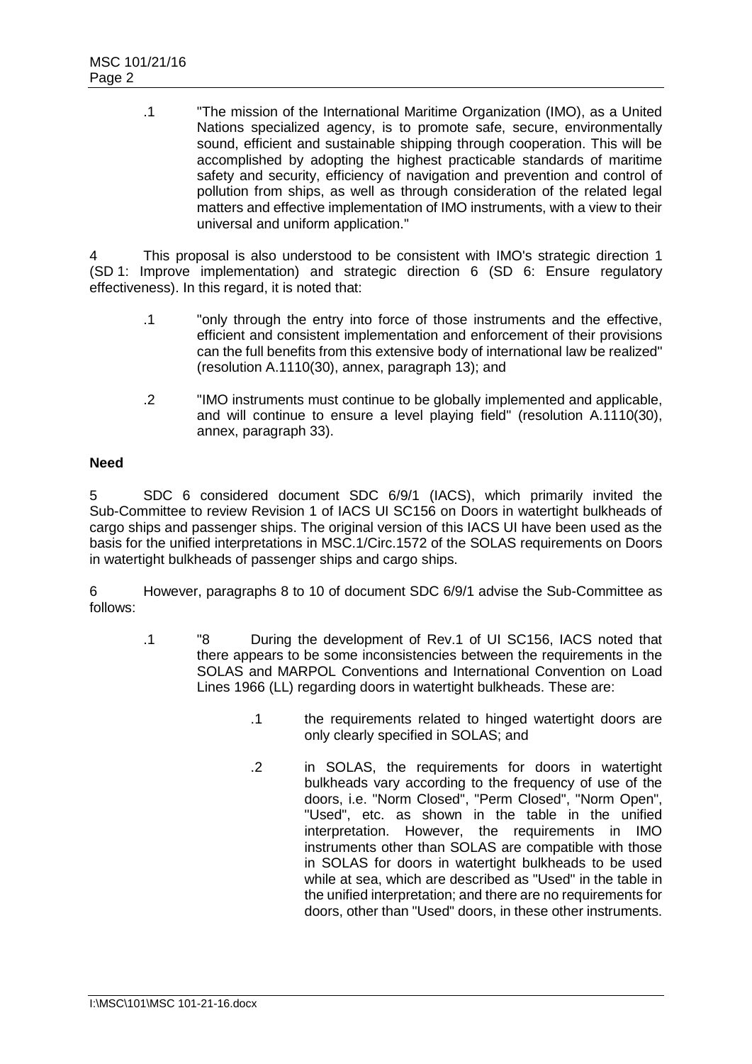.1 "The mission of the International Maritime Organization (IMO), as a United Nations specialized agency, is to promote safe, secure, environmentally sound, efficient and sustainable shipping through cooperation. This will be accomplished by adopting the highest practicable standards of maritime safety and security, efficiency of navigation and prevention and control of pollution from ships, as well as through consideration of the related legal matters and effective implementation of IMO instruments, with a view to their universal and uniform application."

4 This proposal is also understood to be consistent with IMO's strategic direction 1 (SD 1: Improve implementation) and strategic direction 6 (SD 6: Ensure regulatory effectiveness). In this regard, it is noted that:

.1 "only through the entry into force of those instruments and the effective, efficient and consistent implementation and enforcement of their provisions can the full benefits from this extensive body of international law be realized" (resolution A.1110(30), annex, paragraph 13); and

.2 "IMO instruments must continue to be globally implemented and applicable, and will continue to ensure a level playing field" (resolution A.1110(30), annex, paragraph 33).

**Need**

5 SDC 6 considered document SDC 6/9/1 (IACS), which primarily invited the Sub-Committee to review Revision 1 of IACS UI SC156 on Doors in watertight bulkheads of cargo ships and passenger ships. The original version of this IACS UI have been used as the basis for the unified interpretations in MSC.1/Circ.1572 of the SOLAS requirements on Doors in watertight bulkheads of passenger ships and cargo ships.

6 However, paragraphs 8 to 10 of document SDC 6/9/1 advise the Sub-Committee as follows:

.1 "8 During the development of Rev.1 of UI SC156, IACS noted that there appears to be some inconsistencies between the requirements in the SOLAS and MARPOL Conventions and International Convention on Load Lines 1966 (LL) regarding doors in watertight bulkheads. These are:

.1 the requirements related to hinged watertight doors are only clearly specified in SOLAS; and

.2 in SOLAS, the requirements for doors in watertight bulkheads vary according to the frequency of use of the doors, i.e. "Norm Closed", "Perm Closed", "Norm Open", "Used", etc. as shown in the table in the unified interpretation. However, the requirements in IMO instruments other than SOLAS are compatible with those in SOLAS for doors in watertight bulkheads to be used while at sea, which are described as "Used" in the table in the unified interpretation; and there are no requirements for doors, other than "Used" doors, in these other instruments.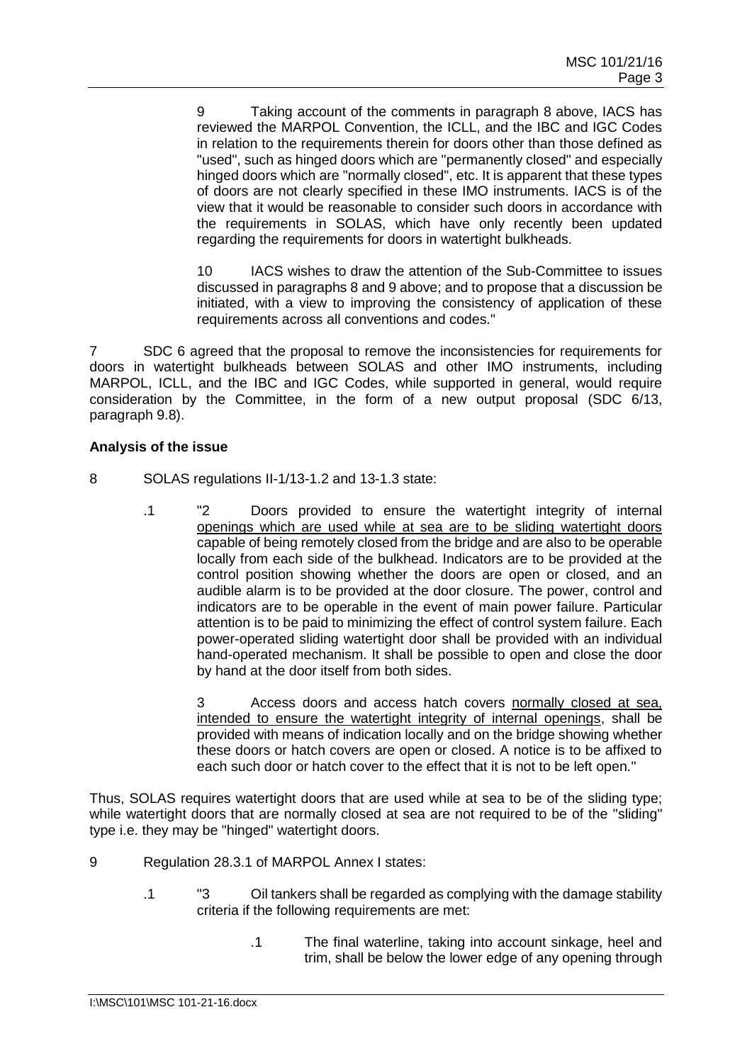9 Taking account of the comments in paragraph 8 above, IACS has reviewed the MARPOL Convention, the ICLL, and the IBC and IGC Codes in relation to the requirements therein for doors other than those defined as "used", such as hinged doors which are "permanently closed" and especially hinged doors which are "normally closed", etc. It is apparent that these types of doors are not clearly specified in these IMO instruments. IACS is of the view that it would be reasonable to consider such doors in accordance with the requirements in SOLAS, which have only recently been updated regarding the requirements for doors in watertight bulkheads.

10 IACS wishes to draw the attention of the Sub-Committee to issues discussed in paragraphs 8 and 9 above; and to propose that a discussion be initiated, with a view to improving the consistency of application of these requirements across all conventions and codes."

7 SDC 6 agreed that the proposal to remove the inconsistencies for requirements for doors in watertight bulkheads between SOLAS and other IMO instruments, including MARPOL, ICLL, and the IBC and IGC Codes, while supported in general, would require consideration by the Committee, in the form of a new output proposal (SDC 6/13, paragraph 9.8).

**Analysis of the issue**

8 SOLAS regulations II-1/13-1.2 and 13-1.3 state:

.1 "2 Doors provided to ensure the watertight integrity of internal openings which are used while at sea are to be sliding watertight doors capable of being remotely closed from the bridge and are also to be operable locally from each side of the bulkhead. Indicators are to be provided at the control position showing whether the doors are open or closed, and an audible alarm is to be provided at the door closure. The power, control and indicators are to be operable in the event of main power failure. Particular attention is to be paid to minimizing the effect of control system failure. Each power-operated sliding watertight door shall be provided with an individual hand-operated mechanism. It shall be possible to open and close the door by hand at the door itself from both sides.

3 Access doors and access hatch covers normally closed at sea, intended to ensure the watertight integrity of internal openings, shall be provided with means of indication locally and on the bridge showing whether these doors or hatch covers are open or closed. A notice is to be affixed to each such door or hatch cover to the effect that it is not to be left open."

Thus, SOLAS requires watertight doors that are used while at sea to be of the sliding type; while watertight doors that are normally closed at sea are not required to be of the "sliding" type i.e. they may be "hinged" watertight doors.

9 Regulation 28.3.1 of MARPOL Annex I states:

.1 "3 Oil tankers shall be regarded as complying with the damage stability criteria if the following requirements are met:

.1 The final waterline, taking into account sinkage, heel and trim, shall be below the lower edge of any opening through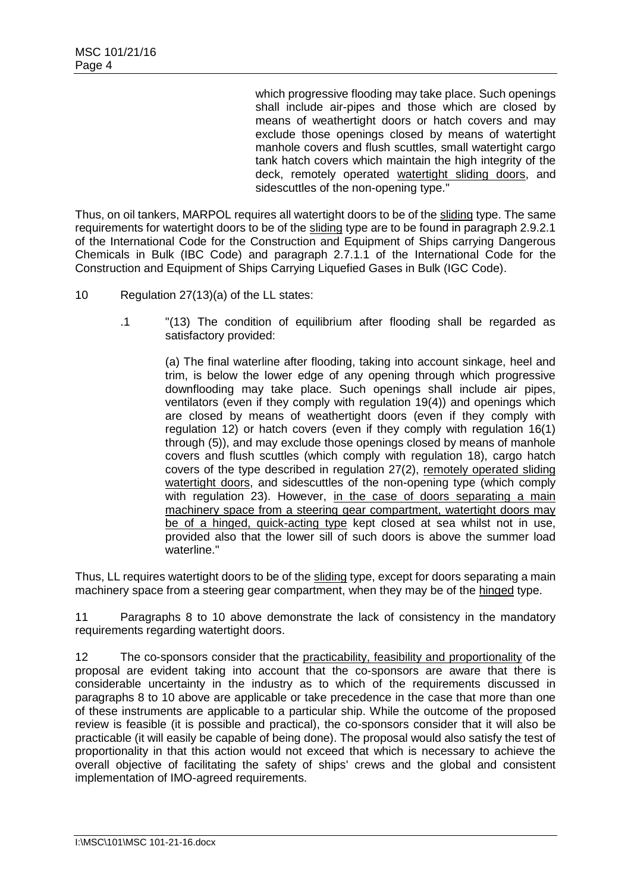which progressive flooding may take place. Such openings shall include air-pipes and those which are closed by means of weathertight doors or hatch covers and may exclude those openings closed by means of watertight manhole covers and flush scuttles, small watertight cargo tank hatch covers which maintain the high integrity of the deck, remotely operated <u>watertight sliding doors</u>, and sidescuttles of the non-opening type."

Thus, on oil tankers, MARPOL requires all watertight doors to be of the <u>sliding</u> type. The same requirements for watertight doors to be of the <u>sliding</u> type are to be found in paragraph 2.9.2.1 of the International Code for the Construction and Equipment of Ships carrying Dangerous Chemicals in Bulk (IBC Code) and paragraph 2.7.1.1 of the International Code for the Construction and Equipment of Ships Carrying Liquefied Gases in Bulk (IGC Code).

10 Regulation 27(13)(a) of the LL states:

.1 "(13) The condition of equilibrium after flooding shall be regarded as satisfactory provided:

(a) The final waterline after flooding, taking into account sinkage, heel and trim, is below the lower edge of any opening through which progressive downflooding may take place. Such openings shall include air pipes, ventilators (even if they comply with regulation 19(4)) and openings which are closed by means of weathertight doors (even if they comply with regulation 12) or hatch covers (even if they comply with regulation 16(1) through (5)), and may exclude those openings closed by means of manhole covers and flush scuttles (which comply with regulation 18), cargo hatch covers of the type described in regulation 27(2), <u>remotely operated sliding watertight doors</u>, and sidescuttles of the non-opening type (which comply with regulation 23). However, <u>in the case of doors separating a main machinery space from a steering gear compartment, watertight doors may be of a hinged, quick-acting type</u> kept closed at sea whilst not in use, provided also that the lower sill of such doors is above the summer load waterline."

Thus, LL requires watertight doors to be of the <u>sliding</u> type, except for doors separating a main machinery space from a steering gear compartment, when they may be of the <u>hinged</u> type.

11 Paragraphs 8 to 10 above demonstrate the lack of consistency in the mandatory requirements regarding watertight doors.

12 The co-sponsors consider that the <u>practicability, feasibility and proportionality</u> of the proposal are evident taking into account that the co-sponsors are aware that there is considerable uncertainty in the industry as to which of the requirements discussed in paragraphs 8 to 10 above are applicable or take precedence in the case that more than one of these instruments are applicable to a particular ship. While the outcome of the proposed review is feasible (it is possible and practical), the co-sponsors consider that it will also be practicable (it will easily be capable of being done). The proposal would also satisfy the test of proportionality in that this action would not exceed that which is necessary to achieve the overall objective of facilitating the safety of ships' crews and the global and consistent implementation of IMO-agreed requirements.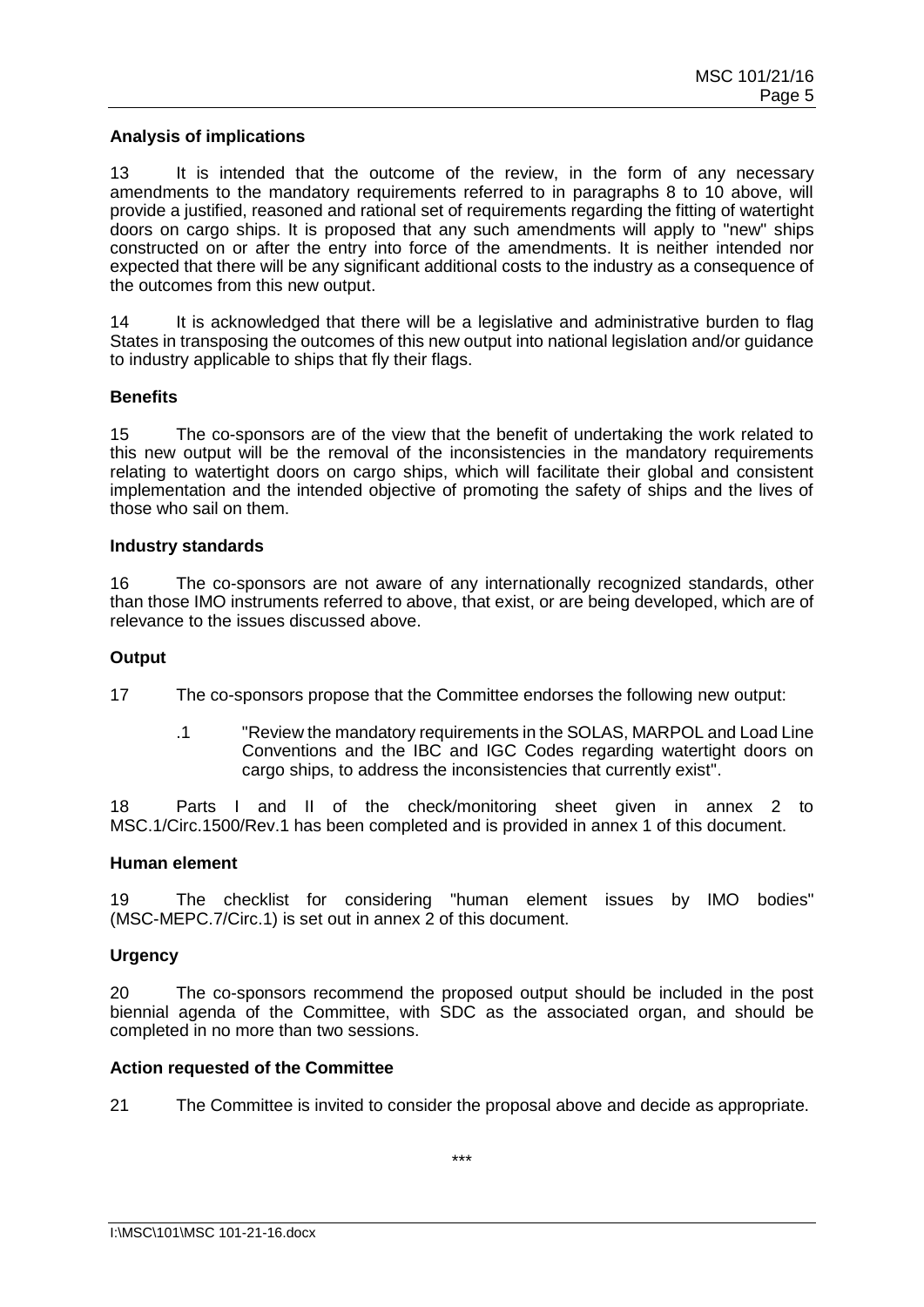**Analysis of implications**

13 It is intended that the outcome of the review, in the form of any necessary amendments to the mandatory requirements referred to in paragraphs 8 to 10 above, will provide a justified, reasoned and rational set of requirements regarding the fitting of watertight doors on cargo ships. It is proposed that any such amendments will apply to "new" ships constructed on or after the entry into force of the amendments. It is neither intended nor expected that there will be any significant additional costs to the industry as a consequence of the outcomes from this new output.

14 It is acknowledged that there will be a legislative and administrative burden to flag States in transposing the outcomes of this new output into national legislation and/or guidance to industry applicable to ships that fly their flags.

**Benefits**

15 The co-sponsors are of the view that the benefit of undertaking the work related to this new output will be the removal of the inconsistencies in the mandatory requirements relating to watertight doors on cargo ships, which will facilitate their global and consistent implementation and the intended objective of promoting the safety of ships and the lives of those who sail on them.

**Industry standards**

16 The co-sponsors are not aware of any internationally recognized standards, other than those IMO instruments referred to above, that exist, or are being developed, which are of relevance to the issues discussed above.

**Output**

17 The co-sponsors propose that the Committee endorses the following new output:

.1 "Review the mandatory requirements in the SOLAS, MARPOL and Load Line Conventions and the IBC and IGC Codes regarding watertight doors on cargo ships, to address the inconsistencies that currently exist".

18 Parts I and II of the check/monitoring sheet given in annex 2 to MSC.1/Circ.1500/Rev.1 has been completed and is provided in annex 1 of this document.

**Human element**

19 The checklist for considering "human element issues by IMO bodies" (MSC-MEPC.7/Circ.1) is set out in annex 2 of this document.

**Urgency**

20 The co-sponsors recommend the proposed output should be included in the post biennial agenda of the Committee, with SDC as the associated organ, and should be completed in no more than two sessions.

**Action requested of the Committee**

21 The Committee is invited to consider the proposal above and decide as appropriate.

\*\*\*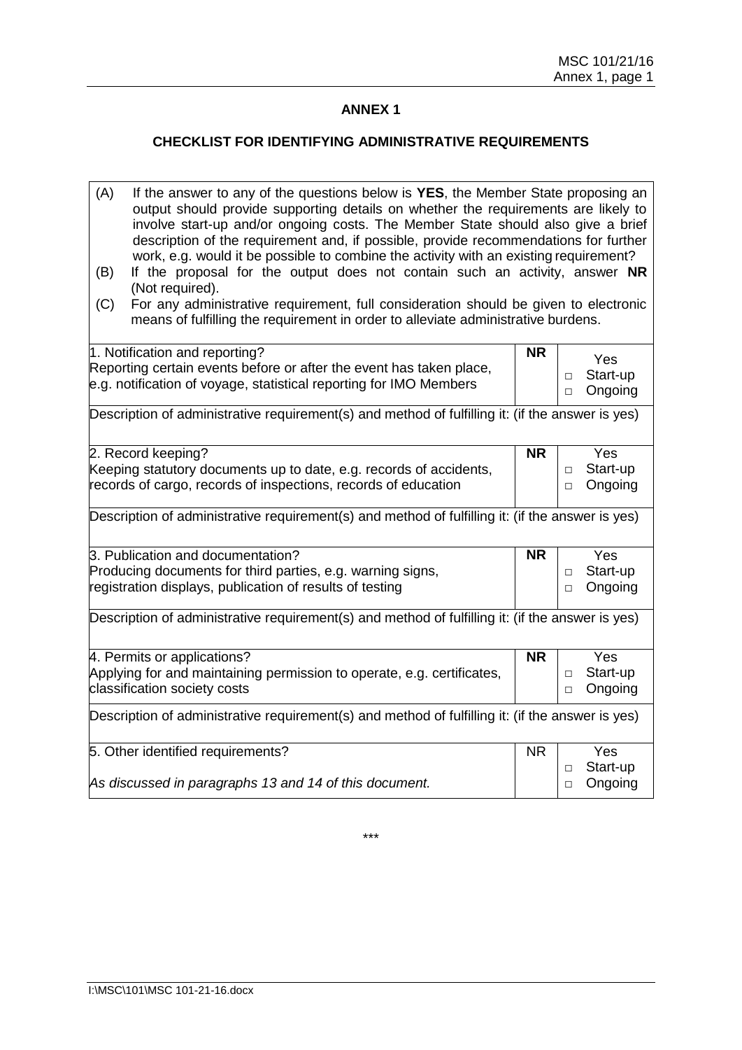## ANNEX 1

### CHECKLIST FOR IDENTIFYING ADMINISTRATIVE REQUIREMENTS

(A) If the answer to any of the questions below is **YES**, the Member State proposing an output should provide supporting details on whether the requirements are likely to involve start-up and/or ongoing costs. The Member State should also give a brief description of the requirement and, if possible, provide recommendations for further work, e.g. would it be possible to combine the activity with an existing requirement?

(B) If the proposal for the output does not contain such an activity, answer **NR** (Not required).

(C) For any administrative requirement, full consideration should be given to electronic means of fulfilling the requirement in order to alleviate administrative burdens.

| | | |
|---|---|---|
| 1. Notification and reporting?<br>Reporting certain events before or after the event has taken place, e.g. notification of voyage, statistical reporting for IMO Members | **NR** | Yes<br>□ Start-up<br>□ Ongoing |
| Description of administrative requirement(s) and method of fulfilling it: (if the answer is yes) | | |
| 2. Record keeping?<br>Keeping statutory documents up to date, e.g. records of accidents, records of cargo, records of inspections, records of education | **NR** | Yes<br>□ Start-up<br>□ Ongoing |
| Description of administrative requirement(s) and method of fulfilling it: (if the answer is yes) | | |
| 3. Publication and documentation?<br>Producing documents for third parties, e.g. warning signs, registration displays, publication of results of testing | **NR** | Yes<br>□ Start-up<br>□ Ongoing |
| Description of administrative requirement(s) and method of fulfilling it: (if the answer is yes) | | |
| 4. Permits or applications?<br>Applying for and maintaining permission to operate, e.g. certificates, classification society costs | **NR** | Yes<br>□ Start-up<br>□ Ongoing |
| Description of administrative requirement(s) and method of fulfilling it: (if the answer is yes) | | |
| 5. Other identified requirements?<br><br>*As discussed in paragraphs 13 and 14 of this document.* | NR | Yes<br>□ Start-up<br>□ Ongoing |

\*\*\*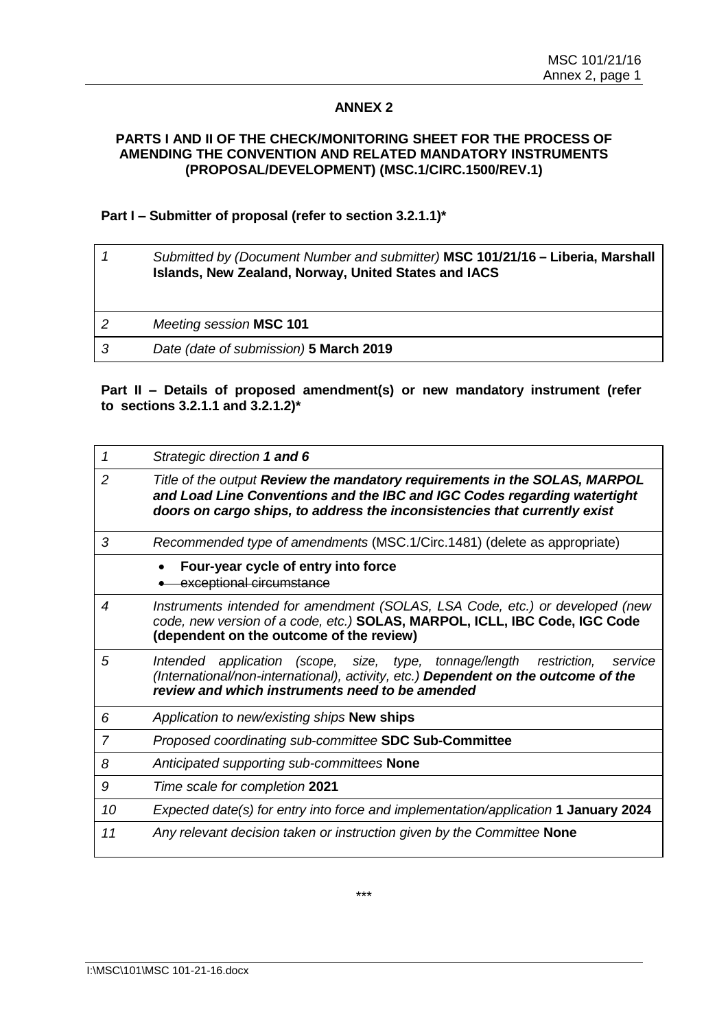## ANNEX 2

### PARTS I AND II OF THE CHECK/MONITORING SHEET FOR THE PROCESS OF AMENDING THE CONVENTION AND RELATED MANDATORY INSTRUMENTS (PROPOSAL/DEVELOPMENT) (MSC.1/CIRC.1500/REV.1)

**Part I – Submitter of proposal (refer to section 3.2.1.1)***

| | |
|---|---|
| *1* | *Submitted by (Document Number and submitter)* **MSC 101/21/16 – Liberia, Marshall Islands, New Zealand, Norway, United States and IACS** |
| *2* | *Meeting session* **MSC 101** |
| *3* | *Date (date of submission)* **5 March 2019** |

**Part II – Details of proposed amendment(s) or new mandatory instrument (refer to sections 3.2.1.1 and 3.2.1.2)***

| | |
|---|---|
| *1* | *Strategic direction* ***1 and 6*** |
| *2* | *Title of the output* ***Review the mandatory requirements in the SOLAS, MARPOL and Load Line Conventions and the IBC and IGC Codes regarding watertight doors on cargo ships, to address the inconsistencies that currently exist*** |
| *3* | *Recommended type of amendments* (MSC.1/Circ.1481) (delete as appropriate) |
| | • **Four-year cycle of entry into force**<br>• ~~exceptional circumstance~~ |
| *4* | *Instruments intended for amendment (SOLAS, LSA Code, etc.) or developed (new code, new version of a code, etc.)* **SOLAS, MARPOL, ICLL, IBC Code, IGC Code (dependent on the outcome of the review)** |
| *5* | *Intended application (scope, size, type, tonnage/length restriction, service (International/non-international), activity, etc.)* ***Dependent on the outcome of the review and which instruments need to be amended*** |
| *6* | *Application to new/existing ships* **New ships** |
| *7* | *Proposed coordinating sub-committee* **SDC Sub-Committee** |
| *8* | *Anticipated supporting sub-committees* **None** |
| *9* | *Time scale for completion* **2021** |
| *10* | *Expected date(s) for entry into force and implementation/application* **1 January 2024** |
| *11* | *Any relevant decision taken or instruction given by the Committee* **None** |

\*\*\*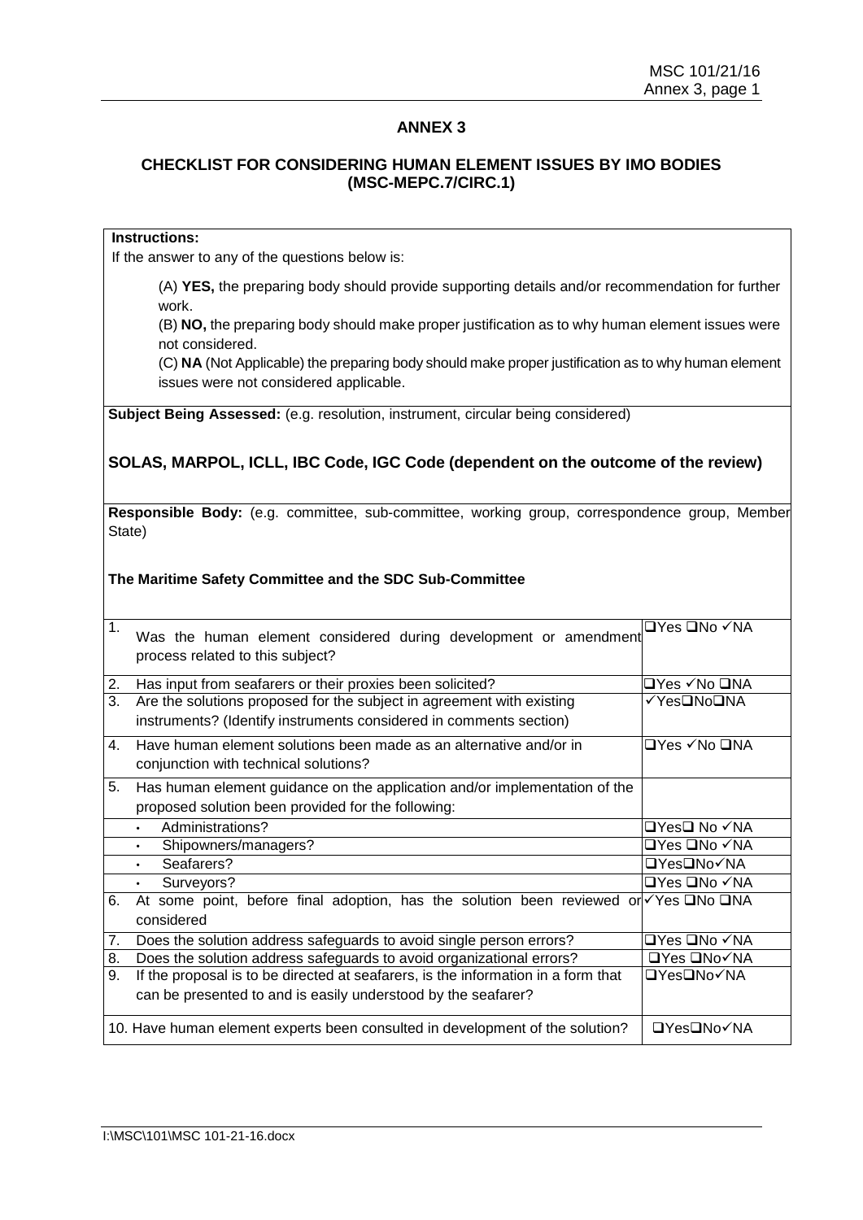# ANNEX 3

## CHECKLIST FOR CONSIDERING HUMAN ELEMENT ISSUES BY IMO BODIES (MSC-MEPC.7/CIRC.1)

**Instructions:**

If the answer to any of the questions below is:

(A) **YES,** the preparing body should provide supporting details and/or recommendation for further work.

(B) **NO,** the preparing body should make proper justification as to why human element issues were not considered.

(C) **NA** (Not Applicable) the preparing body should make proper justification as to why human element issues were not considered applicable.

**Subject Being Assessed:** (e.g. resolution, instrument, circular being considered)

**SOLAS, MARPOL, ICLL, IBC Code, IGC Code (dependent on the outcome of the review)**

**Responsible Body:** (e.g. committee, sub-committee, working group, correspondence group, Member State)

**The Maritime Safety Committee and the SDC Sub-Committee**

| Question | Answer |
|---|---|
| 1. Was the human element considered during development or amendment process related to this subject? | ❑Yes ❑No ✓NA |
| 2. Has input from seafarers or their proxies been solicited? | ❑Yes ✓No ❑NA |
| 3. Are the solutions proposed for the subject in agreement with existing instruments? (Identify instruments considered in comments section) | ✓Yes❑No❑NA |
| 4. Have human element solutions been made as an alternative and/or in conjunction with technical solutions? | ❑Yes ✓No ❑NA |
| 5. Has human element guidance on the application and/or implementation of the proposed solution been provided for the following: | |
| • Administrations? | ❑Yes❑ No ✓NA |
| • Shipowners/managers? | ❑Yes ❑No ✓NA |
| • Seafarers? | ❑Yes❑No✓NA |
| • Surveyors? | ❑Yes ❑No ✓NA |
| 6. At some point, before final adoption, has the solution been reviewed or considered | ✓Yes ❑No ❑NA |
| 7. Does the solution address safeguards to avoid single person errors? | ❑Yes ❑No ✓NA |
| 8. Does the solution address safeguards to avoid organizational errors? | ❑Yes ❑No✓NA |
| 9. If the proposal is to be directed at seafarers, is the information in a form that can be presented to and is easily understood by the seafarer? | ❑Yes❑No✓NA |
| 10. Have human element experts been consulted in development of the solution? | ❑Yes❑No✓NA |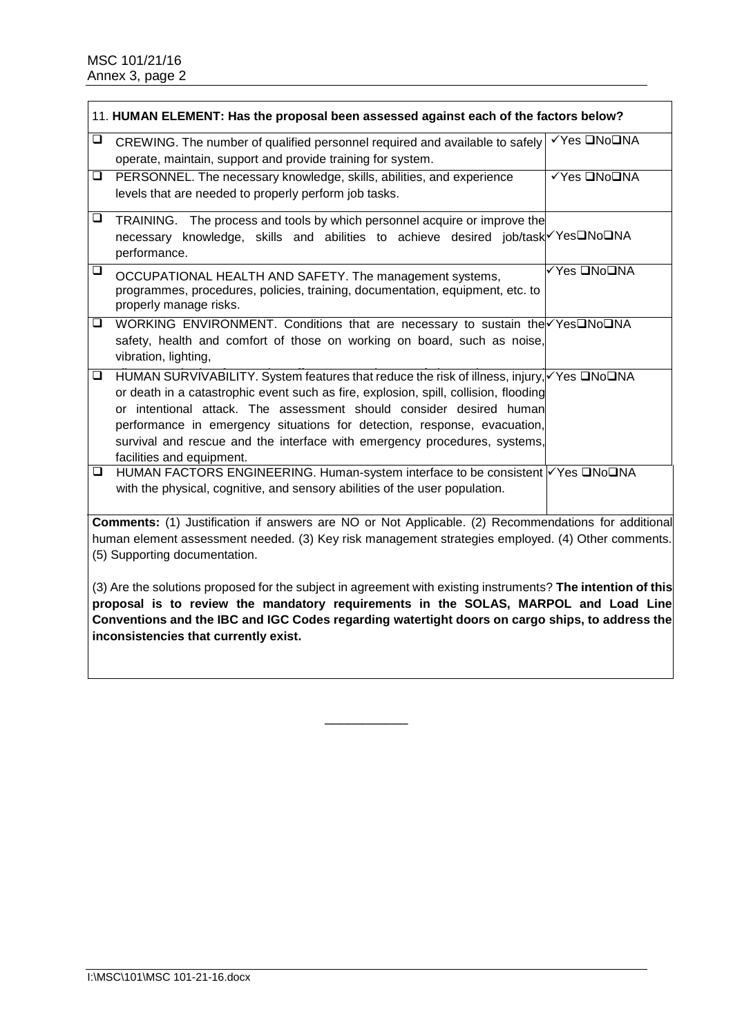| 11. **HUMAN ELEMENT: Has the proposal been assessed against each of the factors below?** | |
|---|---|
| ❑ CREWING. The number of qualified personnel required and available to safely operate, maintain, support and provide training for system. | ✓Yes ❑No❑NA |
| ❑ PERSONNEL. The necessary knowledge, skills, abilities, and experience levels that are needed to properly perform job tasks. | ✓Yes ❑No❑NA |
| ❑ TRAINING. The process and tools by which personnel acquire or improve the necessary knowledge, skills and abilities to achieve desired job/task performance. | ✓Yes❑No❑NA |
| ❑ OCCUPATIONAL HEALTH AND SAFETY. The management systems, programmes, procedures, policies, training, documentation, equipment, etc. to properly manage risks. | ✓Yes ❑No❑NA |
| ❑ WORKING ENVIRONMENT. Conditions that are necessary to sustain the safety, health and comfort of those on working on board, such as noise, vibration, lighting, | ✓Yes❑No❑NA |
| ❑ HUMAN SURVIVABILITY. System features that reduce the risk of illness, injury, or death in a catastrophic event such as fire, explosion, spill, collision, flooding or intentional attack. The assessment should consider desired human performance in emergency situations for detection, response, evacuation, survival and rescue and the interface with emergency procedures, systems, facilities and equipment. | ✓Yes ❑No❑NA |
| ❑ HUMAN FACTORS ENGINEERING. Human-system interface to be consistent with the physical, cognitive, and sensory abilities of the user population. | ✓Yes ❑No❑NA |

**Comments:** (1) Justification if answers are NO or Not Applicable. (2) Recommendations for additional human element assessment needed. (3) Key risk management strategies employed. (4) Other comments. (5) Supporting documentation.

(3) Are the solutions proposed for the subject in agreement with existing instruments? **The intention of this proposal is to review the mandatory requirements in the SOLAS, MARPOL and Load Line Conventions and the IBC and IGC Codes regarding watertight doors on cargo ships, to address the inconsistencies that currently exist.**

___________